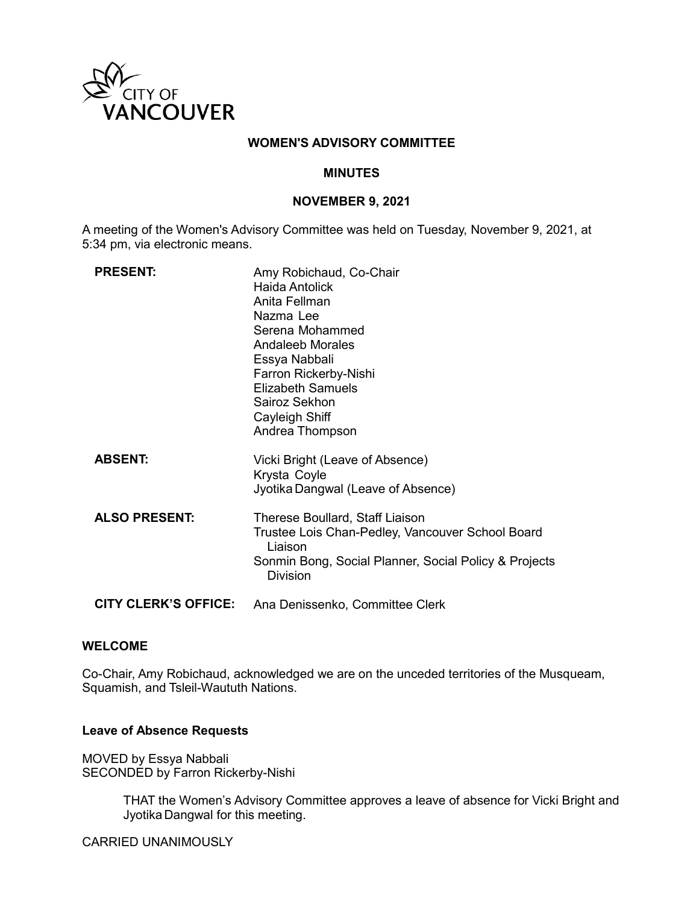CITY OF VANCOUVER

**WOMEN'S ADVISORY COMMITTEE**

**MINUTES**

**NOVEMBER 9, 2021**

A meeting of the Women's Advisory Committee was held on Tuesday, November 9, 2021, at 5:34 pm, via electronic means.

| | |
|---|---|
| **PRESENT:** | Amy Robichaud, Co-Chair<br>Haida Antolick<br>Anita Fellman<br>Nazma Lee<br>Serena Mohammed<br>Andaleeb Morales<br>Essya Nabbali<br>Farron Rickerby-Nishi<br>Elizabeth Samuels<br>Sairoz Sekhon<br>Cayleigh Shiff<br>Andrea Thompson |
| **ABSENT:** | Vicki Bright (Leave of Absence)<br>Krysta Coyle<br>Jyotika Dangwal (Leave of Absence) |
| **ALSO PRESENT:** | Therese Boullard, Staff Liaison<br>Trustee Lois Chan-Pedley, Vancouver School Board Liaison<br>Sonmin Bong, Social Planner, Social Policy & Projects Division |
| **CITY CLERK'S OFFICE:** | Ana Denissenko, Committee Clerk |

**WELCOME**

Co-Chair, Amy Robichaud, acknowledged we are on the unceded territories of the Musqueam, Squamish, and Tsleil-Waututh Nations.

**Leave of Absence Requests**

MOVED by Essya Nabbali
SECONDED by Farron Rickerby-Nishi

> THAT the Women's Advisory Committee approves a leave of absence for Vicki Bright and Jyotika Dangwal for this meeting.

CARRIED UNANIMOUSLY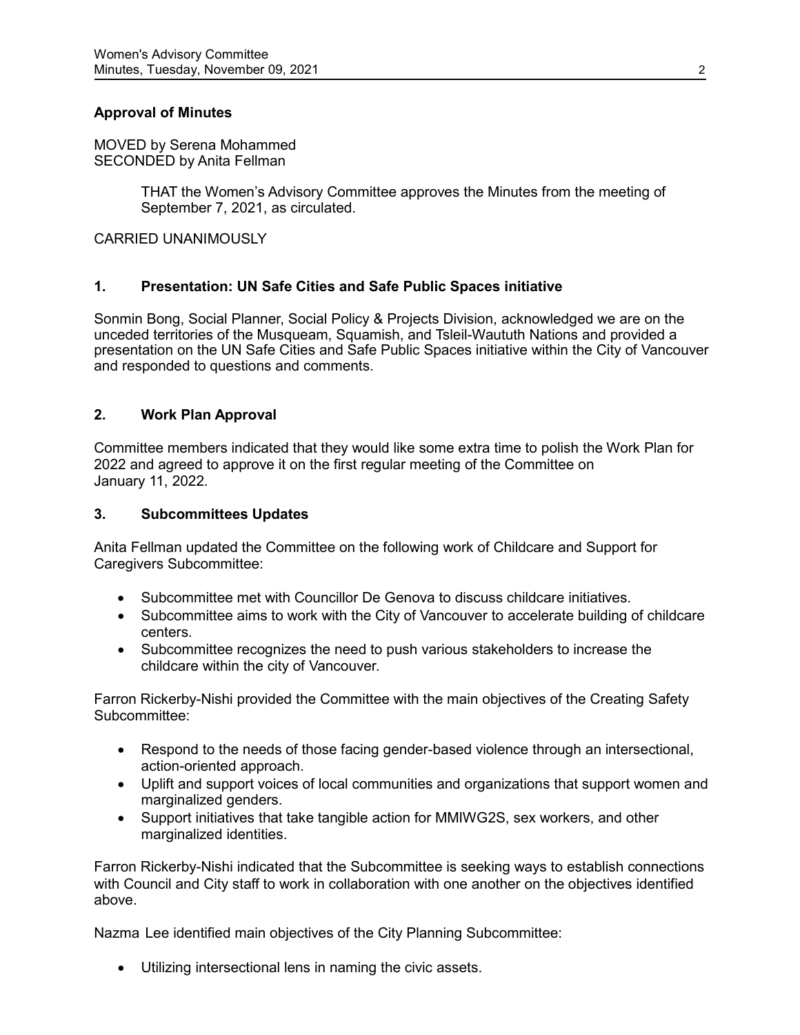**Approval of Minutes**

MOVED by Serena Mohammed
SECONDED by Anita Fellman

> THAT the Women's Advisory Committee approves the Minutes from the meeting of September 7, 2021, as circulated.

CARRIED UNANIMOUSLY

### 1. Presentation: UN Safe Cities and Safe Public Spaces initiative

Sonmin Bong, Social Planner, Social Policy & Projects Division, acknowledged we are on the unceded territories of the Musqueam, Squamish, and Tsleil-Waututh Nations and provided a presentation on the UN Safe Cities and Safe Public Spaces initiative within the City of Vancouver and responded to questions and comments.

### 2. Work Plan Approval

Committee members indicated that they would like some extra time to polish the Work Plan for 2022 and agreed to approve it on the first regular meeting of the Committee on January 11, 2022.

### 3. Subcommittees Updates

Anita Fellman updated the Committee on the following work of Childcare and Support for Caregivers Subcommittee:

- Subcommittee met with Councillor De Genova to discuss childcare initiatives.
- Subcommittee aims to work with the City of Vancouver to accelerate building of childcare centers.
- Subcommittee recognizes the need to push various stakeholders to increase the childcare within the city of Vancouver.

Farron Rickerby-Nishi provided the Committee with the main objectives of the Creating Safety Subcommittee:

- Respond to the needs of those facing gender-based violence through an intersectional, action-oriented approach.
- Uplift and support voices of local communities and organizations that support women and marginalized genders.
- Support initiatives that take tangible action for MMIWG2S, sex workers, and other marginalized identities.

Farron Rickerby-Nishi indicated that the Subcommittee is seeking ways to establish connections with Council and City staff to work in collaboration with one another on the objectives identified above.

Nazma Lee identified main objectives of the City Planning Subcommittee:

- Utilizing intersectional lens in naming the civic assets.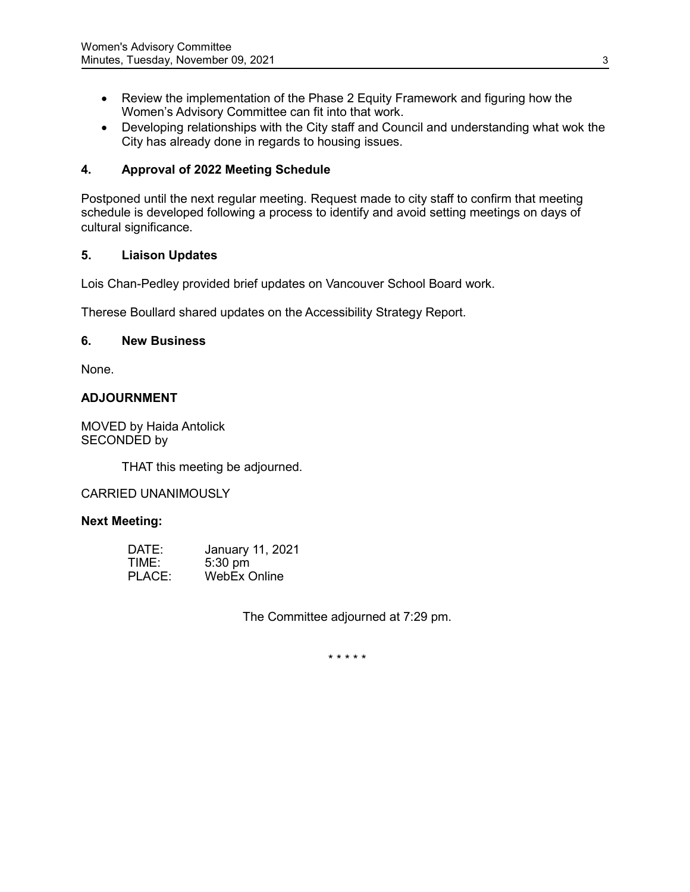- Review the implementation of the Phase 2 Equity Framework and figuring how the Women's Advisory Committee can fit into that work.
- Developing relationships with the City staff and Council and understanding what wok the City has already done in regards to housing issues.

### 4. Approval of 2022 Meeting Schedule

Postponed until the next regular meeting. Request made to city staff to confirm that meeting schedule is developed following a process to identify and avoid setting meetings on days of cultural significance.

### 5. Liaison Updates

Lois Chan-Pedley provided brief updates on Vancouver School Board work.

Therese Boullard shared updates on the Accessibility Strategy Report.

### 6. New Business

None.

### ADJOURNMENT

MOVED by Haida Antolick
SECONDED by

THAT this meeting be adjourned.

CARRIED UNANIMOUSLY

**Next Meeting:**

DATE: January 11, 2021
TIME: 5:30 pm
PLACE: WebEx Online

The Committee adjourned at 7:29 pm.

\* \* \* \* \*